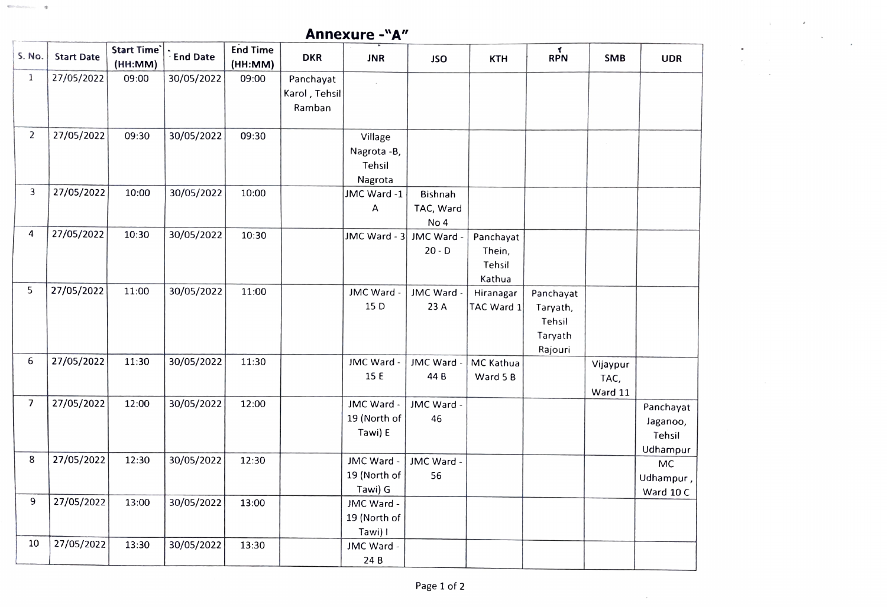# Annexure -"A"

| S. No. | Start Date | Start Time (HH:MM) | End Date | End Time (HH:MM) | DKR | JNR | JSO | KTH | RPN | SMB | UDR |
|---|---|---|---|---|---|---|---|---|---|---|---|
| 1 | 27/05/2022 | 09:00 | 30/05/2022 | 09:00 | Panchayat Karol , Tehsil Ramban | | | | | | |
| 2 | 27/05/2022 | 09:30 | 30/05/2022 | 09:30 | | Village Nagrota -B, Tehsil Nagrota | | | | | |
| 3 | 27/05/2022 | 10:00 | 30/05/2022 | 10:00 | | JMC Ward -1 A | Bishnah TAC, Ward No 4 | | | | |
| 4 | 27/05/2022 | 10:30 | 30/05/2022 | 10:30 | | JMC Ward - 3 | JMC Ward - 20 - D | Panchayat Thein, Tehsil Kathua | | | |
| 5 | 27/05/2022 | 11:00 | 30/05/2022 | 11:00 | | JMC Ward - 15 D | JMC Ward - 23 A | Hiranagar TAC Ward 1 | Panchayat Taryath, Tehsil Taryath Rajouri | | |
| 6 | 27/05/2022 | 11:30 | 30/05/2022 | 11:30 | | JMC Ward - 15 E | JMC Ward - 44 B | MC Kathua Ward 5 B | | Vijaypur TAC, Ward 11 | |
| 7 | 27/05/2022 | 12:00 | 30/05/2022 | 12:00 | | JMC Ward - 19 (North of Tawi) E | JMC Ward - 46 | | | | Panchayat Jaganoo, Tehsil Udhampur |
| 8 | 27/05/2022 | 12:30 | 30/05/2022 | 12:30 | | JMC Ward - 19 (North of Tawi) G | JMC Ward - 56 | | | | MC Udhampur , Ward 10 C |
| 9 | 27/05/2022 | 13:00 | 30/05/2022 | 13:00 | | JMC Ward - 19 (North of Tawi) I | | | | | |
| 10 | 27/05/2022 | 13:30 | 30/05/2022 | 13:30 | | JMC Ward - 24 B | | | | | |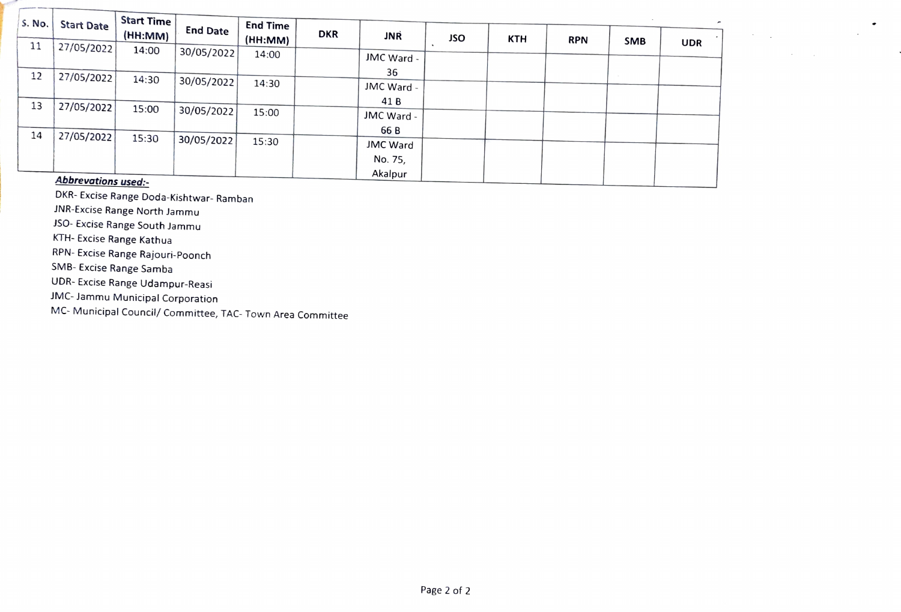| S. No. | Start Date | Start Time (HH:MM) | End Date | End Time (HH:MM) | DKR | JNR | JSO | KTH | RPN | SMB | UDR |
|---|---|---|---|---|---|---|---|---|---|---|---|
| 11 | 27/05/2022 | 14:00 | 30/05/2022 | 14:00 | | JMC Ward - 36 | | | | | |
| 12 | 27/05/2022 | 14:30 | 30/05/2022 | 14:30 | | JMC Ward - 41 B | | | | | |
| 13 | 27/05/2022 | 15:00 | 30/05/2022 | 15:00 | | JMC Ward - 66 B | | | | | |
| 14 | 27/05/2022 | 15:30 | 30/05/2022 | 15:30 | | JMC Ward No. 75, Akalpur | | | | | |

***Abbrevations used:-***

DKR- Excise Range Doda-Kishtwar- Ramban

JNR-Excise Range North Jammu

JSO- Excise Range South Jammu

KTH- Excise Range Kathua

RPN- Excise Range Rajouri-Poonch

SMB- Excise Range Samba

UDR- Excise Range Udampur-Reasi

JMC- Jammu Municipal Corporation

MC- Municipal Council/ Committee, TAC- Town Area Committee